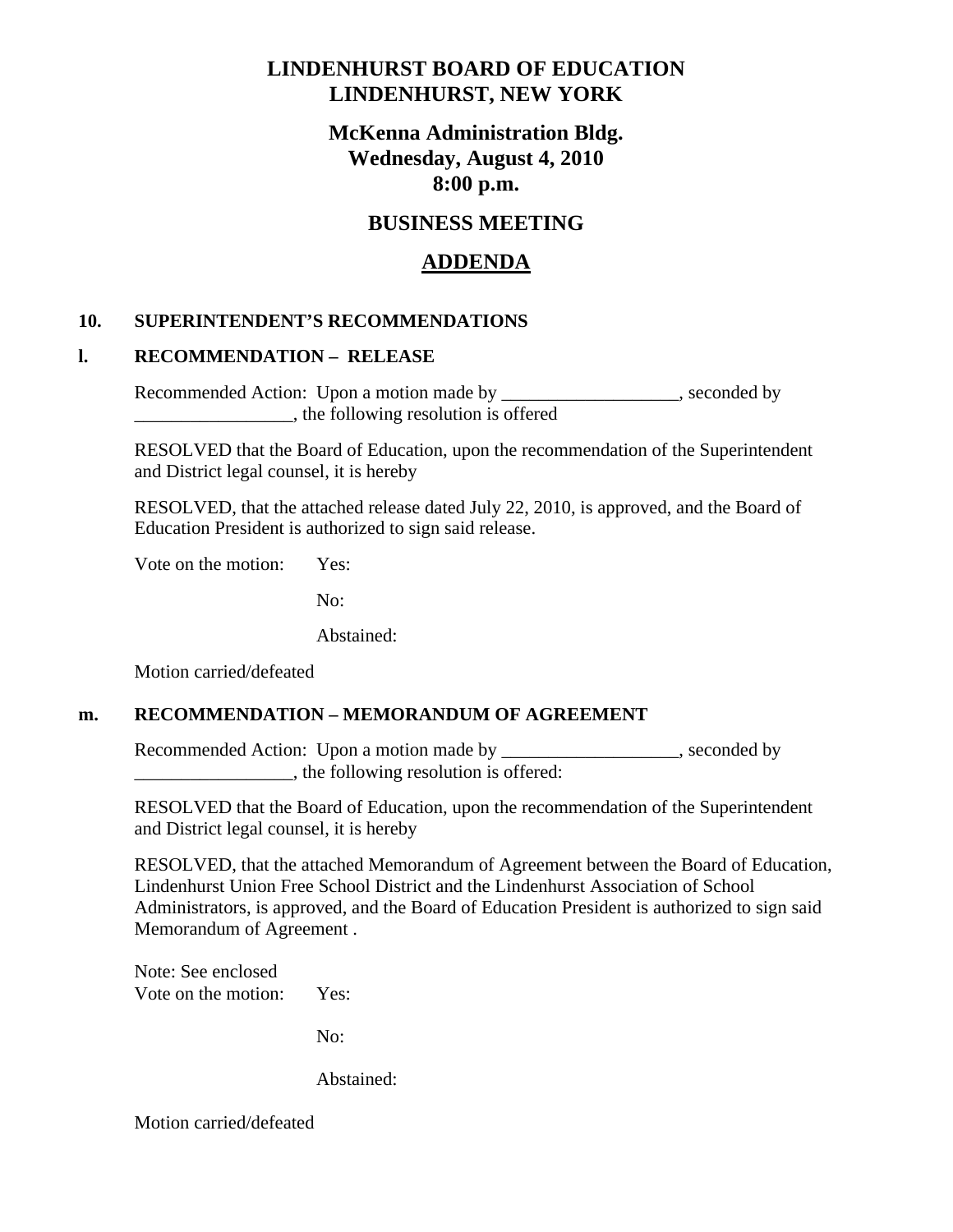# LINDENHURST BOARD OF EDUCATION
# LINDENHURST, NEW YORK

## McKenna Administration Bldg.
## Wednesday, August 4, 2010
## 8:00 p.m.

## BUSINESS MEETING

## ADDENDA

### 10. SUPERINTENDENT'S RECOMMENDATIONS

### l. RECOMMENDATION – RELEASE

Recommended Action: Upon a motion made by ___________________, seconded by _________________, the following resolution is offered

RESOLVED that the Board of Education, upon the recommendation of the Superintendent and District legal counsel, it is hereby

RESOLVED, that the attached release dated July 22, 2010, is approved, and the Board of Education President is authorized to sign said release.

Vote on the motion: Yes:

No:

Abstained:

Motion carried/defeated

### m. RECOMMENDATION – MEMORANDUM OF AGREEMENT

Recommended Action: Upon a motion made by ___________________, seconded by _________________, the following resolution is offered:

RESOLVED that the Board of Education, upon the recommendation of the Superintendent and District legal counsel, it is hereby

RESOLVED, that the attached Memorandum of Agreement between the Board of Education, Lindenhurst Union Free School District and the Lindenhurst Association of School Administrators, is approved, and the Board of Education President is authorized to sign said Memorandum of Agreement .

Note: See enclosed

Vote on the motion: Yes:

No:

Abstained:

Motion carried/defeated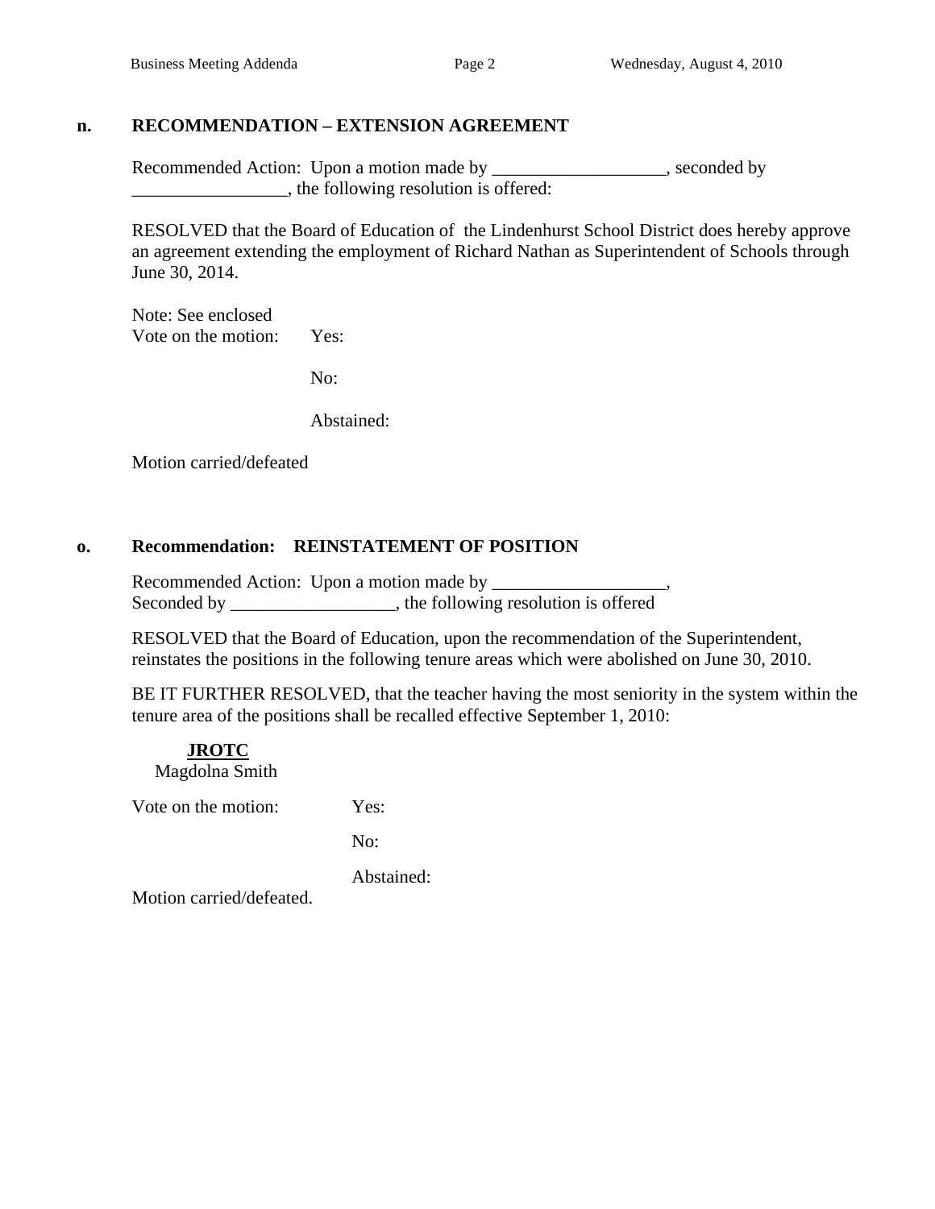**n. RECOMMENDATION – EXTENSION AGREEMENT**

Recommended Action: Upon a motion made by ___________________, seconded by _________________, the following resolution is offered:

RESOLVED that the Board of Education of the Lindenhurst School District does hereby approve an agreement extending the employment of Richard Nathan as Superintendent of Schools through June 30, 2014.

Note: See enclosed

Vote on the motion: Yes:

No:

Abstained:

Motion carried/defeated

**o. Recommendation: REINSTATEMENT OF POSITION**

Recommended Action: Upon a motion made by ___________________,
Seconded by __________________, the following resolution is offered

RESOLVED that the Board of Education, upon the recommendation of the Superintendent, reinstates the positions in the following tenure areas which were abolished on June 30, 2010.

BE IT FURTHER RESOLVED, that the teacher having the most seniority in the system within the tenure area of the positions shall be recalled effective September 1, 2010:

**JROTC**
Magdolna Smith

Vote on the motion: Yes:

No:

Abstained:

Motion carried/defeated.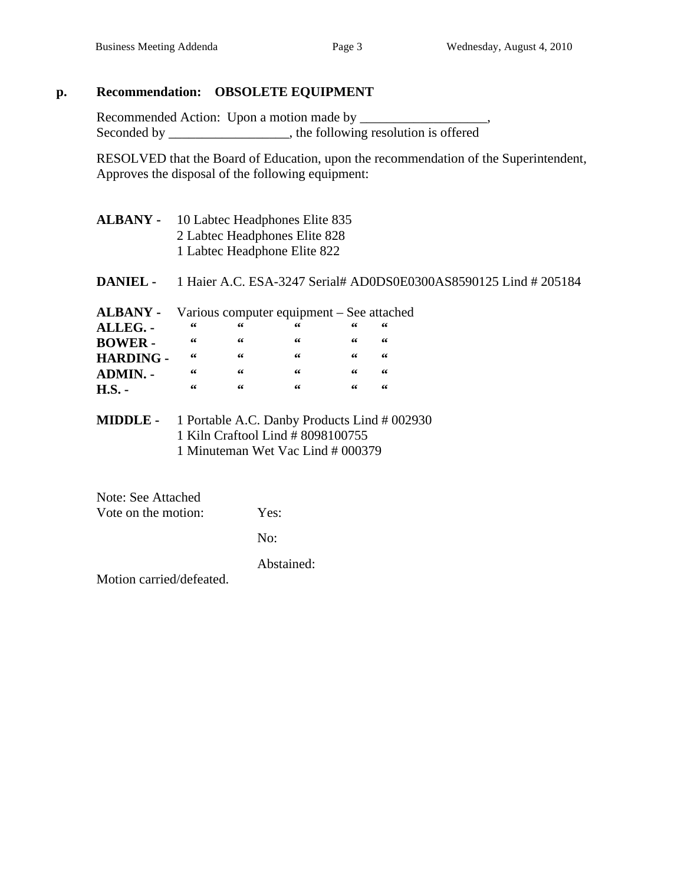**p. Recommendation: OBSOLETE EQUIPMENT**

Recommended Action: Upon a motion made by ___________________,
Seconded by __________________, the following resolution is offered

RESOLVED that the Board of Education, upon the recommendation of the Superintendent, Approves the disposal of the following equipment:

**ALBANY -** 10 Labtec Headphones Elite 835
2 Labtec Headphones Elite 828
1 Labtec Headphone Elite 822

**DANIEL -** 1 Haier A.C. ESA-3247 Serial# AD0DS0E0300AS8590125 Lind # 205184

**ALBANY -** Various computer equipment – See attached
**ALLEG. -** " " " " "
**BOWER -** " " " " "
**HARDING -** " " " " "
**ADMIN. -** " " " " "
**H.S. -** " " " " "

**MIDDLE -** 1 Portable A.C. Danby Products Lind # 002930
1 Kiln Craftool Lind # 8098100755
1 Minuteman Wet Vac Lind # 000379

Note: See Attached
Vote on the motion: Yes:

No:

Abstained:

Motion carried/defeated.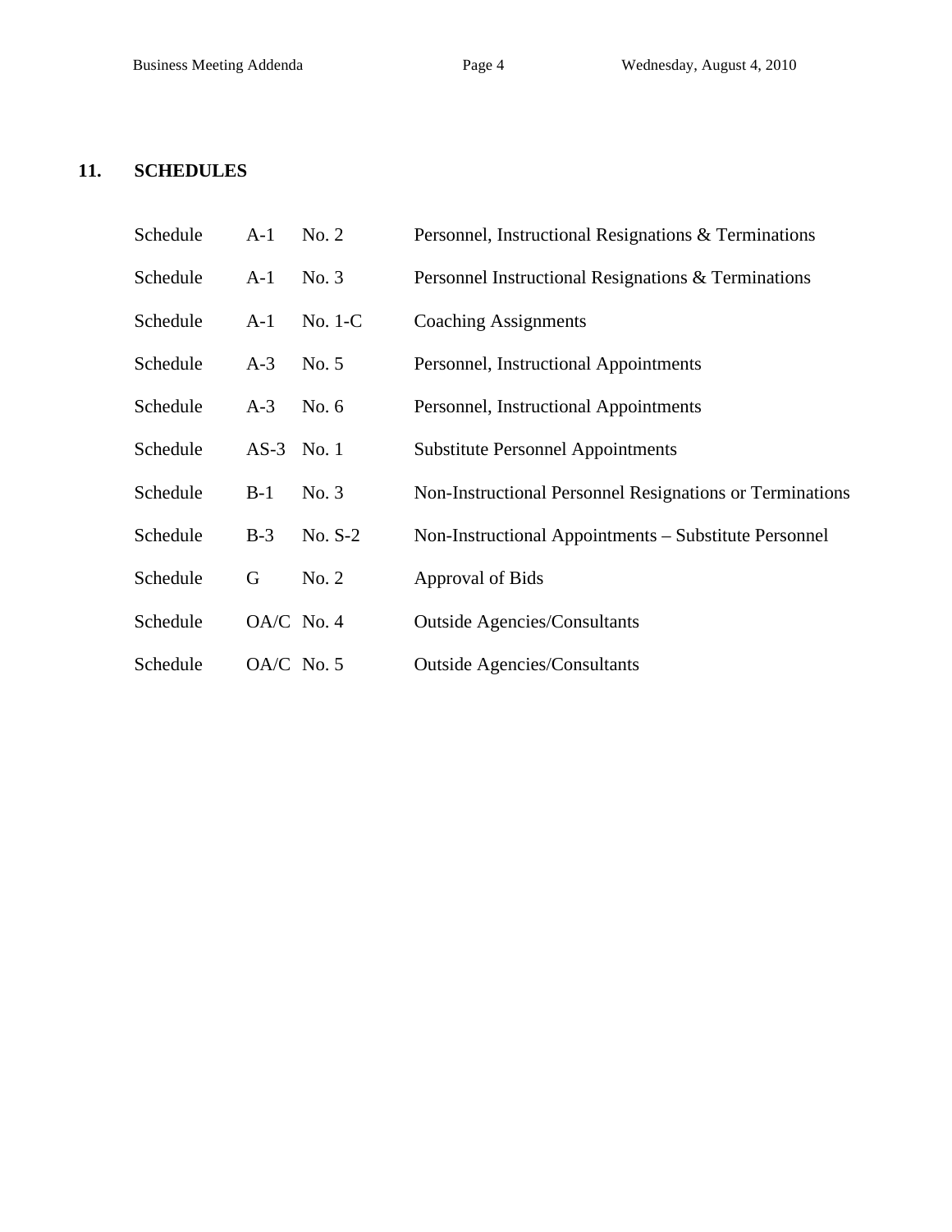## 11. SCHEDULES

| | | | |
|---|---|---|---|
| Schedule | A-1 | No. 2 | Personnel, Instructional Resignations & Terminations |
| Schedule | A-1 | No. 3 | Personnel Instructional Resignations & Terminations |
| Schedule | A-1 | No. 1-C | Coaching Assignments |
| Schedule | A-3 | No. 5 | Personnel, Instructional Appointments |
| Schedule | A-3 | No. 6 | Personnel, Instructional Appointments |
| Schedule | AS-3 | No. 1 | Substitute Personnel Appointments |
| Schedule | B-1 | No. 3 | Non-Instructional Personnel Resignations or Terminations |
| Schedule | B-3 | No. S-2 | Non-Instructional Appointments – Substitute Personnel |
| Schedule | G | No. 2 | Approval of Bids |
| Schedule | OA/C | No. 4 | Outside Agencies/Consultants |
| Schedule | OA/C | No. 5 | Outside Agencies/Consultants |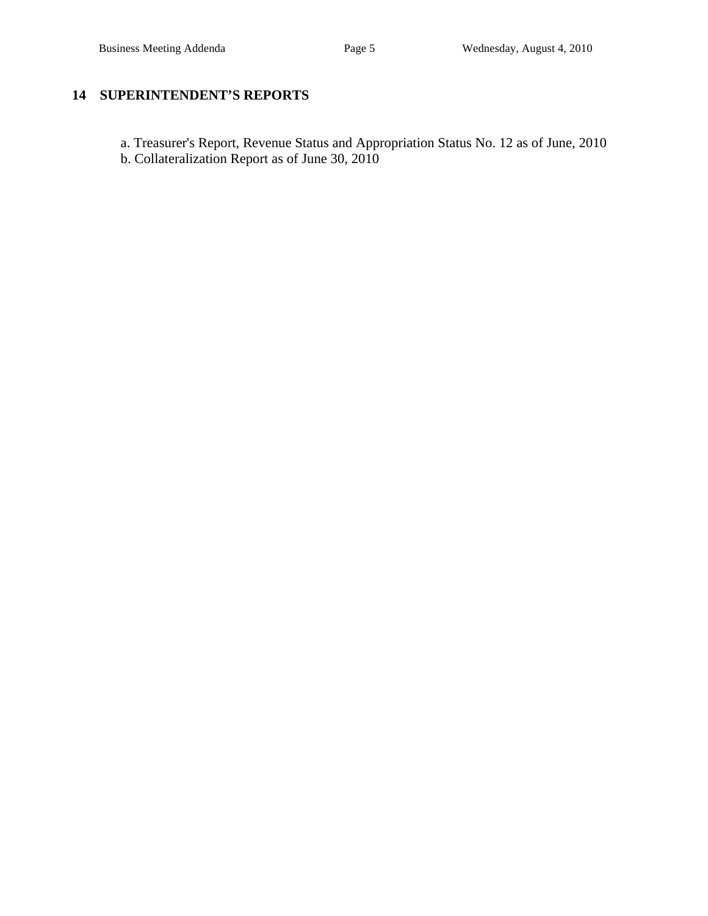## 14 SUPERINTENDENT'S REPORTS

a. Treasurer's Report, Revenue Status and Appropriation Status No. 12 as of June, 2010
b. Collateralization Report as of June 30, 2010